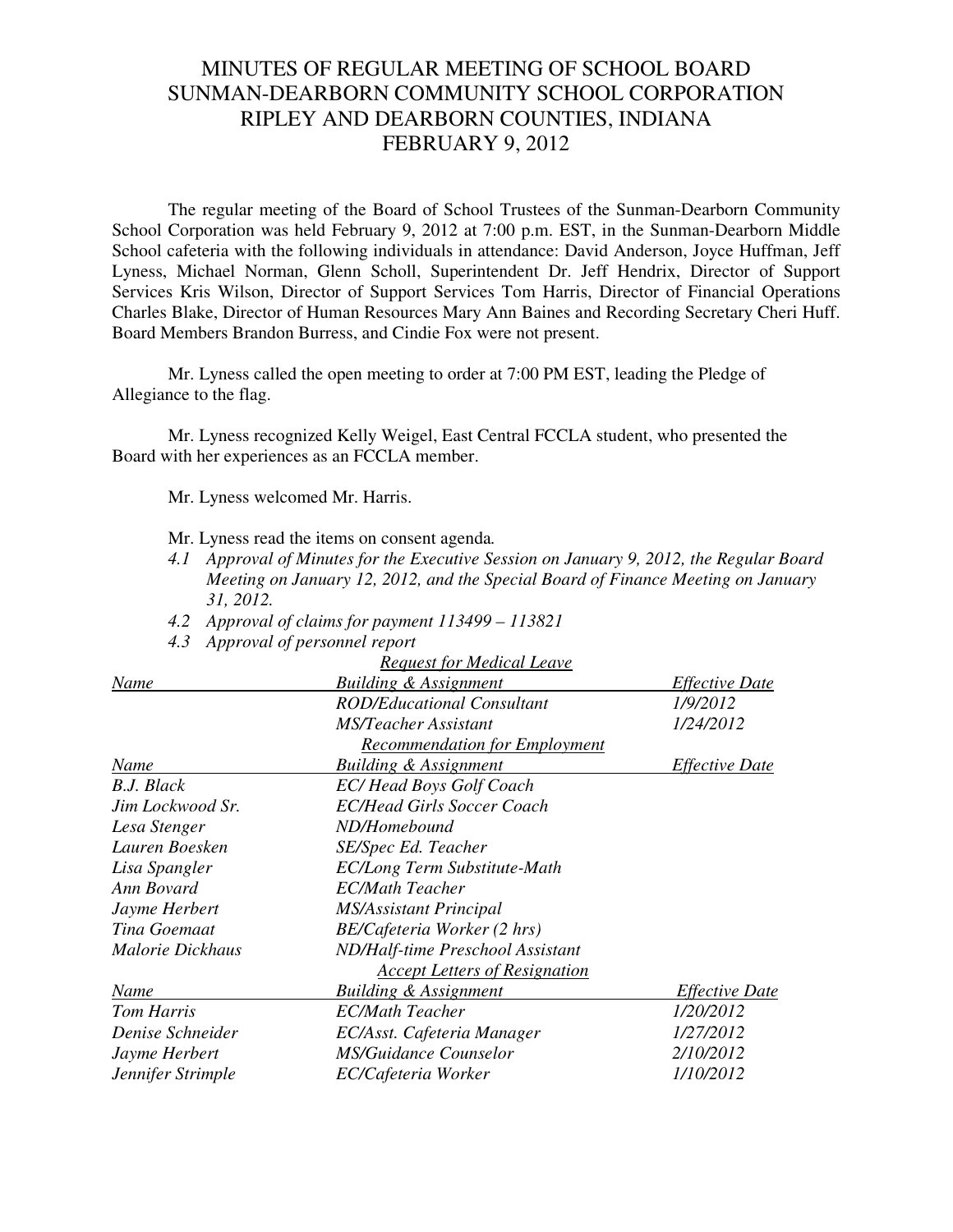# MINUTES OF REGULAR MEETING OF SCHOOL BOARD
# SUNMAN-DEARBORN COMMUNITY SCHOOL CORPORATION
# RIPLEY AND DEARBORN COUNTIES, INDIANA
# FEBRUARY 9, 2012

The regular meeting of the Board of School Trustees of the Sunman-Dearborn Community School Corporation was held February 9, 2012 at 7:00 p.m. EST, in the Sunman-Dearborn Middle School cafeteria with the following individuals in attendance: David Anderson, Joyce Huffman, Jeff Lyness, Michael Norman, Glenn Scholl, Superintendent Dr. Jeff Hendrix, Director of Support Services Kris Wilson, Director of Support Services Tom Harris, Director of Financial Operations Charles Blake, Director of Human Resources Mary Ann Baines and Recording Secretary Cheri Huff. Board Members Brandon Burress, and Cindie Fox were not present.

Mr. Lyness called the open meeting to order at 7:00 PM EST, leading the Pledge of Allegiance to the flag.

Mr. Lyness recognized Kelly Weigel, East Central FCCLA student, who presented the Board with her experiences as an FCCLA member.

Mr. Lyness welcomed Mr. Harris.

Mr. Lyness read the items on consent agenda.

- *4.1 Approval of Minutes for the Executive Session on January 9, 2012, the Regular Board Meeting on January 12, 2012, and the Special Board of Finance Meeting on January 31, 2012.*
- *4.2 Approval of claims for payment 113499 – 113821*
- *4.3 Approval of personnel report*

*Request for Medical Leave*

| *Name* | *Building & Assignment* | *Effective Date* |
|---|---|---|
| | *ROD/Educational Consultant* | *1/9/2012* |
| | *MS/Teacher Assistant* | *1/24/2012* |

*Recommendation for Employment*

| *Name* | *Building & Assignment* | *Effective Date* |
|---|---|---|
| *B.J. Black* | *EC/ Head Boys Golf Coach* | |
| *Jim Lockwood Sr.* | *EC/Head Girls Soccer Coach* | |
| *Lesa Stenger* | *ND/Homebound* | |
| *Lauren Boesken* | *SE/Spec Ed. Teacher* | |
| *Lisa Spangler* | *EC/Long Term Substitute-Math* | |
| *Ann Bovard* | *EC/Math Teacher* | |
| *Jayme Herbert* | *MS/Assistant Principal* | |
| *Tina Goemaat* | *BE/Cafeteria Worker (2 hrs)* | |
| *Malorie Dickhaus* | *ND/Half-time Preschool Assistant* | |

*Accept Letters of Resignation*

| *Name* | *Building & Assignment* | *Effective Date* |
|---|---|---|
| *Tom Harris* | *EC/Math Teacher* | *1/20/2012* |
| *Denise Schneider* | *EC/Asst. Cafeteria Manager* | *1/27/2012* |
| *Jayme Herbert* | *MS/Guidance Counselor* | *2/10/2012* |
| *Jennifer Strimple* | *EC/Cafeteria Worker* | *1/10/2012* |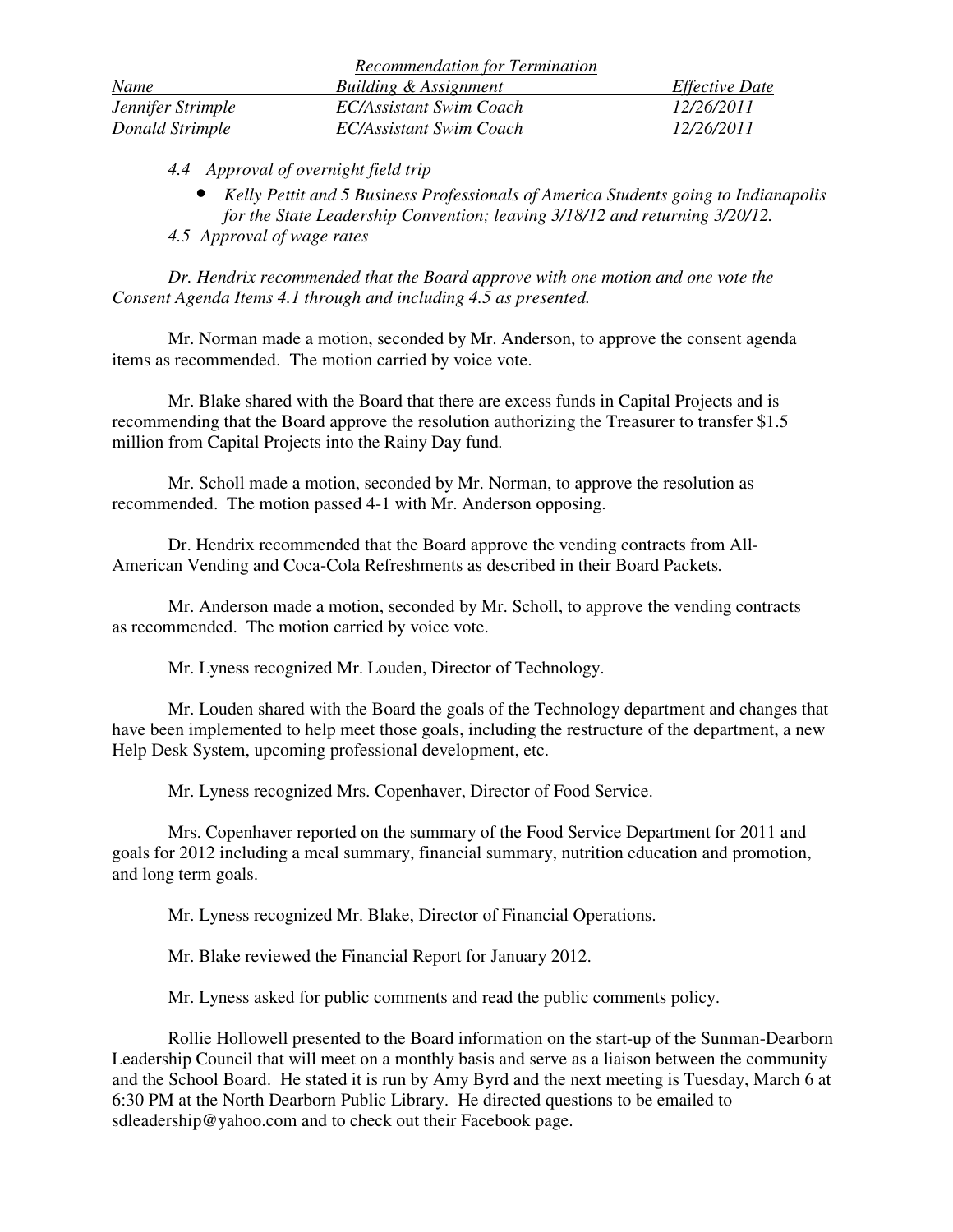*Recommendation for Termination*

| *Name* | *Building & Assignment* | *Effective Date* |
|---|---|---|
| *Jennifer Strimple* | *EC/Assistant Swim Coach* | *12/26/2011* |
| *Donald Strimple* | *EC/Assistant Swim Coach* | *12/26/2011* |

*4.4 Approval of overnight field trip*

- *Kelly Pettit and 5 Business Professionals of America Students going to Indianapolis for the State Leadership Convention; leaving 3/18/12 and returning 3/20/12.*

*4.5 Approval of wage rates*

*Dr. Hendrix recommended that the Board approve with one motion and one vote the Consent Agenda Items 4.1 through and including 4.5 as presented.*

Mr. Norman made a motion, seconded by Mr. Anderson, to approve the consent agenda items as recommended. The motion carried by voice vote.

Mr. Blake shared with the Board that there are excess funds in Capital Projects and is recommending that the Board approve the resolution authorizing the Treasurer to transfer $1.5 million from Capital Projects into the Rainy Day fund.

Mr. Scholl made a motion, seconded by Mr. Norman, to approve the resolution as recommended. The motion passed 4-1 with Mr. Anderson opposing.

Dr. Hendrix recommended that the Board approve the vending contracts from All-American Vending and Coca-Cola Refreshments as described in their Board Packets.

Mr. Anderson made a motion, seconded by Mr. Scholl, to approve the vending contracts as recommended. The motion carried by voice vote.

Mr. Lyness recognized Mr. Louden, Director of Technology.

Mr. Louden shared with the Board the goals of the Technology department and changes that have been implemented to help meet those goals, including the restructure of the department, a new Help Desk System, upcoming professional development, etc.

Mr. Lyness recognized Mrs. Copenhaver, Director of Food Service.

Mrs. Copenhaver reported on the summary of the Food Service Department for 2011 and goals for 2012 including a meal summary, financial summary, nutrition education and promotion, and long term goals.

Mr. Lyness recognized Mr. Blake, Director of Financial Operations.

Mr. Blake reviewed the Financial Report for January 2012.

Mr. Lyness asked for public comments and read the public comments policy.

Rollie Hollowell presented to the Board information on the start-up of the Sunman-Dearborn Leadership Council that will meet on a monthly basis and serve as a liaison between the community and the School Board. He stated it is run by Amy Byrd and the next meeting is Tuesday, March 6 at 6:30 PM at the North Dearborn Public Library. He directed questions to be emailed to sdleadership@yahoo.com and to check out their Facebook page.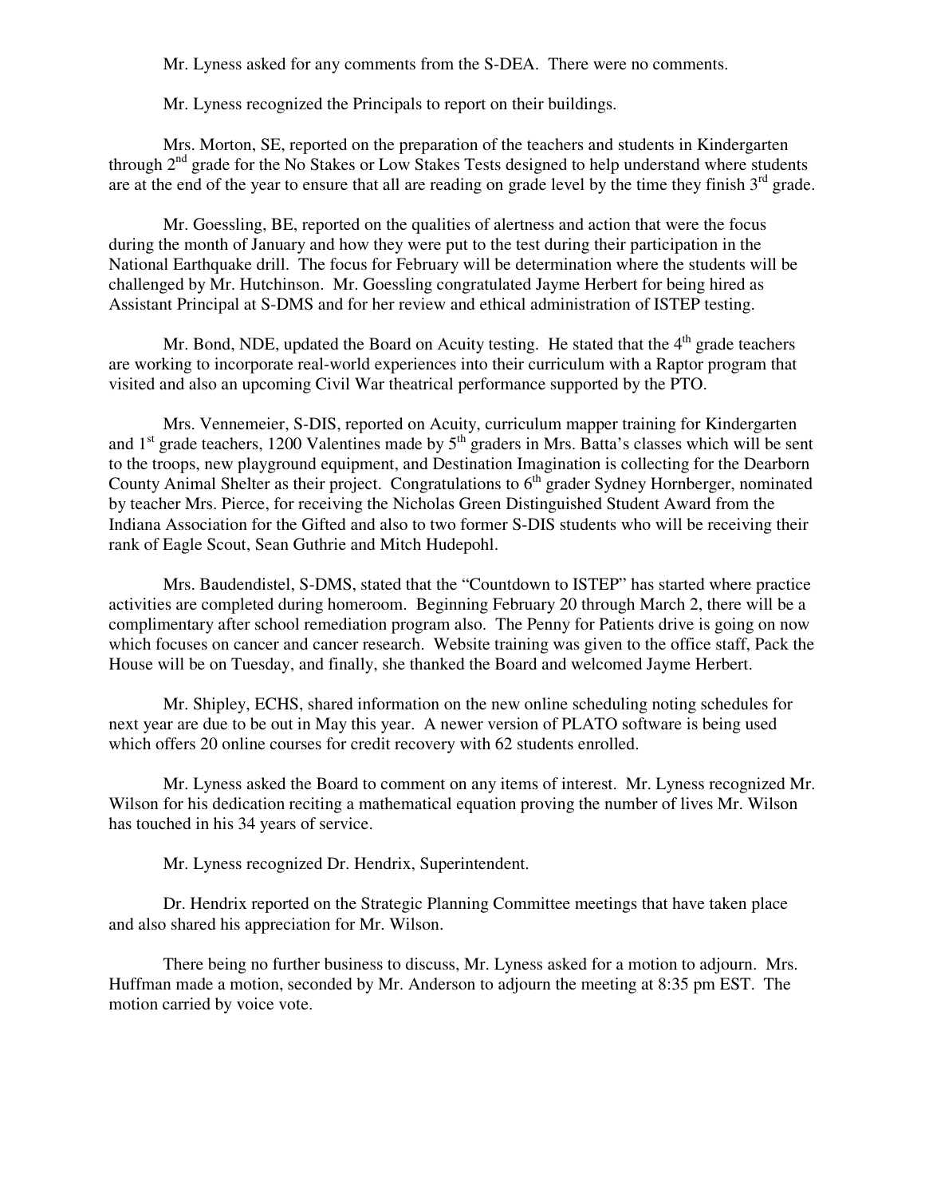Mr. Lyness asked for any comments from the S-DEA. There were no comments.

Mr. Lyness recognized the Principals to report on their buildings.

Mrs. Morton, SE, reported on the preparation of the teachers and students in Kindergarten through 2nd grade for the No Stakes or Low Stakes Tests designed to help understand where students are at the end of the year to ensure that all are reading on grade level by the time they finish 3rd grade.

Mr. Goessling, BE, reported on the qualities of alertness and action that were the focus during the month of January and how they were put to the test during their participation in the National Earthquake drill. The focus for February will be determination where the students will be challenged by Mr. Hutchinson. Mr. Goessling congratulated Jayme Herbert for being hired as Assistant Principal at S-DMS and for her review and ethical administration of ISTEP testing.

Mr. Bond, NDE, updated the Board on Acuity testing. He stated that the 4th grade teachers are working to incorporate real-world experiences into their curriculum with a Raptor program that visited and also an upcoming Civil War theatrical performance supported by the PTO.

Mrs. Vennemeier, S-DIS, reported on Acuity, curriculum mapper training for Kindergarten and 1st grade teachers, 1200 Valentines made by 5th graders in Mrs. Batta's classes which will be sent to the troops, new playground equipment, and Destination Imagination is collecting for the Dearborn County Animal Shelter as their project. Congratulations to 6th grader Sydney Hornberger, nominated by teacher Mrs. Pierce, for receiving the Nicholas Green Distinguished Student Award from the Indiana Association for the Gifted and also to two former S-DIS students who will be receiving their rank of Eagle Scout, Sean Guthrie and Mitch Hudepohl.

Mrs. Baudendistel, S-DMS, stated that the "Countdown to ISTEP" has started where practice activities are completed during homeroom. Beginning February 20 through March 2, there will be a complimentary after school remediation program also. The Penny for Patients drive is going on now which focuses on cancer and cancer research. Website training was given to the office staff, Pack the House will be on Tuesday, and finally, she thanked the Board and welcomed Jayme Herbert.

Mr. Shipley, ECHS, shared information on the new online scheduling noting schedules for next year are due to be out in May this year. A newer version of PLATO software is being used which offers 20 online courses for credit recovery with 62 students enrolled.

Mr. Lyness asked the Board to comment on any items of interest. Mr. Lyness recognized Mr. Wilson for his dedication reciting a mathematical equation proving the number of lives Mr. Wilson has touched in his 34 years of service.

Mr. Lyness recognized Dr. Hendrix, Superintendent.

Dr. Hendrix reported on the Strategic Planning Committee meetings that have taken place and also shared his appreciation for Mr. Wilson.

There being no further business to discuss, Mr. Lyness asked for a motion to adjourn. Mrs. Huffman made a motion, seconded by Mr. Anderson to adjourn the meeting at 8:35 pm EST. The motion carried by voice vote.